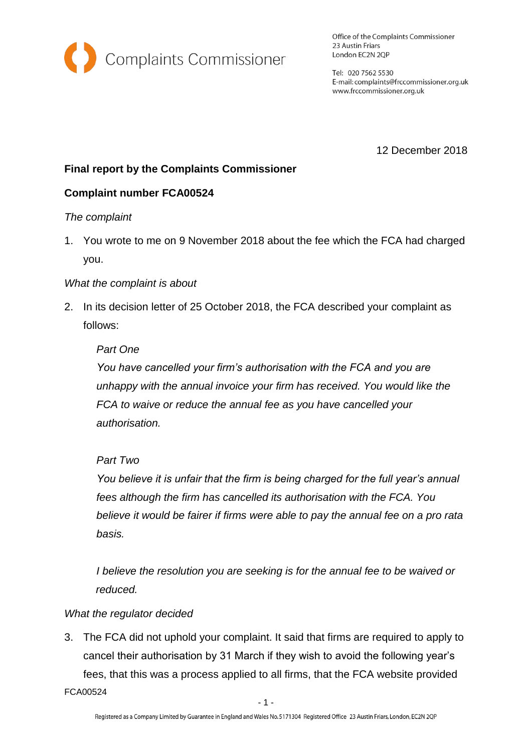Complaints Commissioner

Office of the Complaints Commissioner
23 Austin Friars
London EC2N 2QP

Tel: 020 7562 5530
E-mail: complaints@frccommissioner.org.uk
www.frccommissioner.org.uk

12 December 2018

**Final report by the Complaints Commissioner**

**Complaint number FCA00524**

*The complaint*

1. You wrote to me on 9 November 2018 about the fee which the FCA had charged you.

*What the complaint is about*

2. In its decision letter of 25 October 2018, the FCA described your complaint as follows:

   *Part One*
   *You have cancelled your firm's authorisation with the FCA and you are unhappy with the annual invoice your firm has received. You would like the FCA to waive or reduce the annual fee as you have cancelled your authorisation.*

   *Part Two*
   *You believe it is unfair that the firm is being charged for the full year's annual fees although the firm has cancelled its authorisation with the FCA. You believe it would be fairer if firms were able to pay the annual fee on a pro rata basis.*

   *I believe the resolution you are seeking is for the annual fee to be waived or reduced.*

*What the regulator decided*

3. The FCA did not uphold your complaint. It said that firms are required to apply to cancel their authorisation by 31 March if they wish to avoid the following year's fees, that this was a process applied to all firms, that the FCA website provided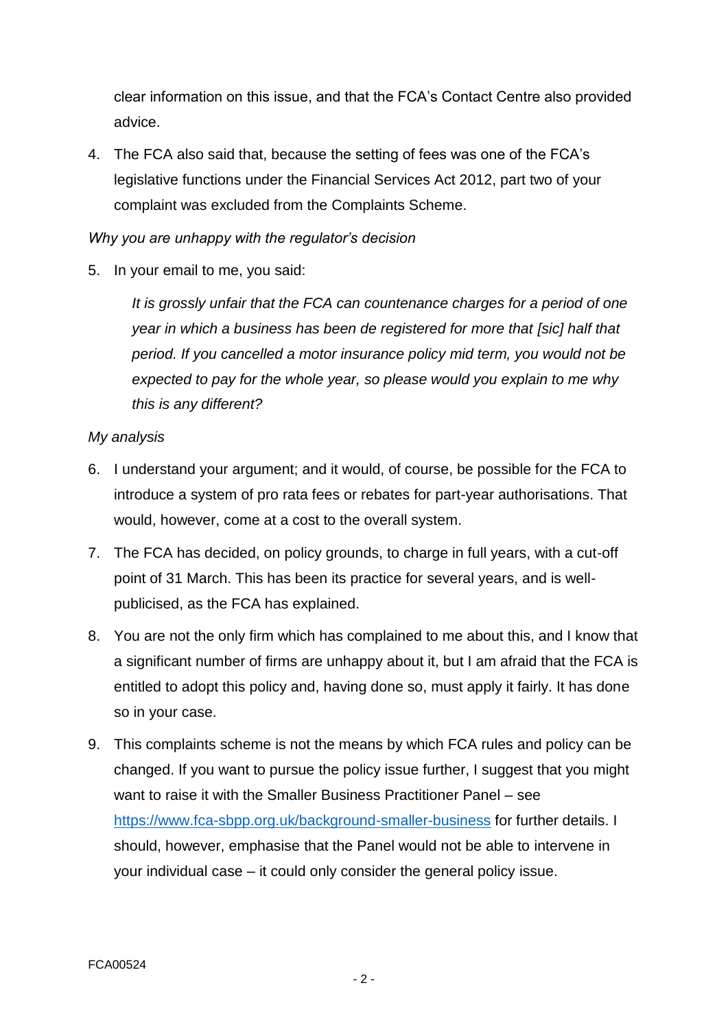clear information on this issue, and that the FCA's Contact Centre also provided advice.

4. The FCA also said that, because the setting of fees was one of the FCA's legislative functions under the Financial Services Act 2012, part two of your complaint was excluded from the Complaints Scheme.

*Why you are unhappy with the regulator's decision*

5. In your email to me, you said:

   *It is grossly unfair that the FCA can countenance charges for a period of one year in which a business has been de registered for more that [sic] half that period. If you cancelled a motor insurance policy mid term, you would not be expected to pay for the whole year, so please would you explain to me why this is any different?*

*My analysis*

6. I understand your argument; and it would, of course, be possible for the FCA to introduce a system of pro rata fees or rebates for part-year authorisations. That would, however, come at a cost to the overall system.

7. The FCA has decided, on policy grounds, to charge in full years, with a cut-off point of 31 March. This has been its practice for several years, and is well-publicised, as the FCA has explained.

8. You are not the only firm which has complained to me about this, and I know that a significant number of firms are unhappy about it, but I am afraid that the FCA is entitled to adopt this policy and, having done so, must apply it fairly. It has done so in your case.

9. This complaints scheme is not the means by which FCA rules and policy can be changed. If you want to pursue the policy issue further, I suggest that you might want to raise it with the Smaller Business Practitioner Panel – see [https://www.fca-sbpp.org.uk/background-smaller-business](https://www.fca-sbpp.org.uk/background-smaller-business) for further details. I should, however, emphasise that the Panel would not be able to intervene in your individual case – it could only consider the general policy issue.

FCA00524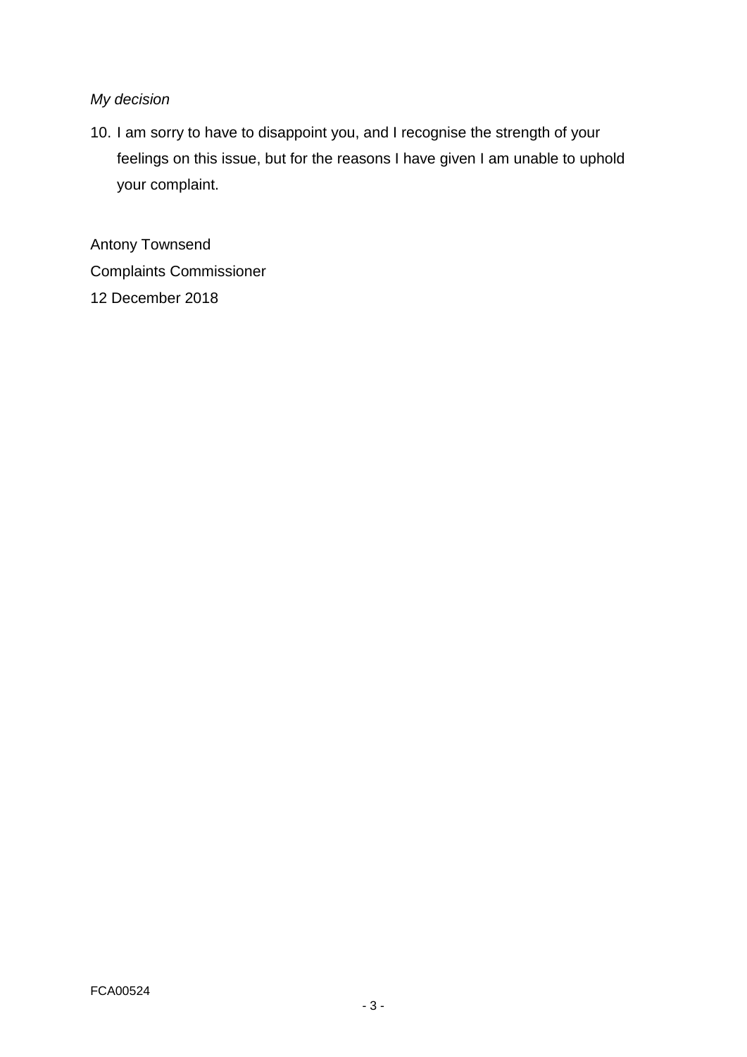*My decision*

10. I am sorry to have to disappoint you, and I recognise the strength of your feelings on this issue, but for the reasons I have given I am unable to uphold your complaint.

Antony Townsend
Complaints Commissioner
12 December 2018

FCA00524